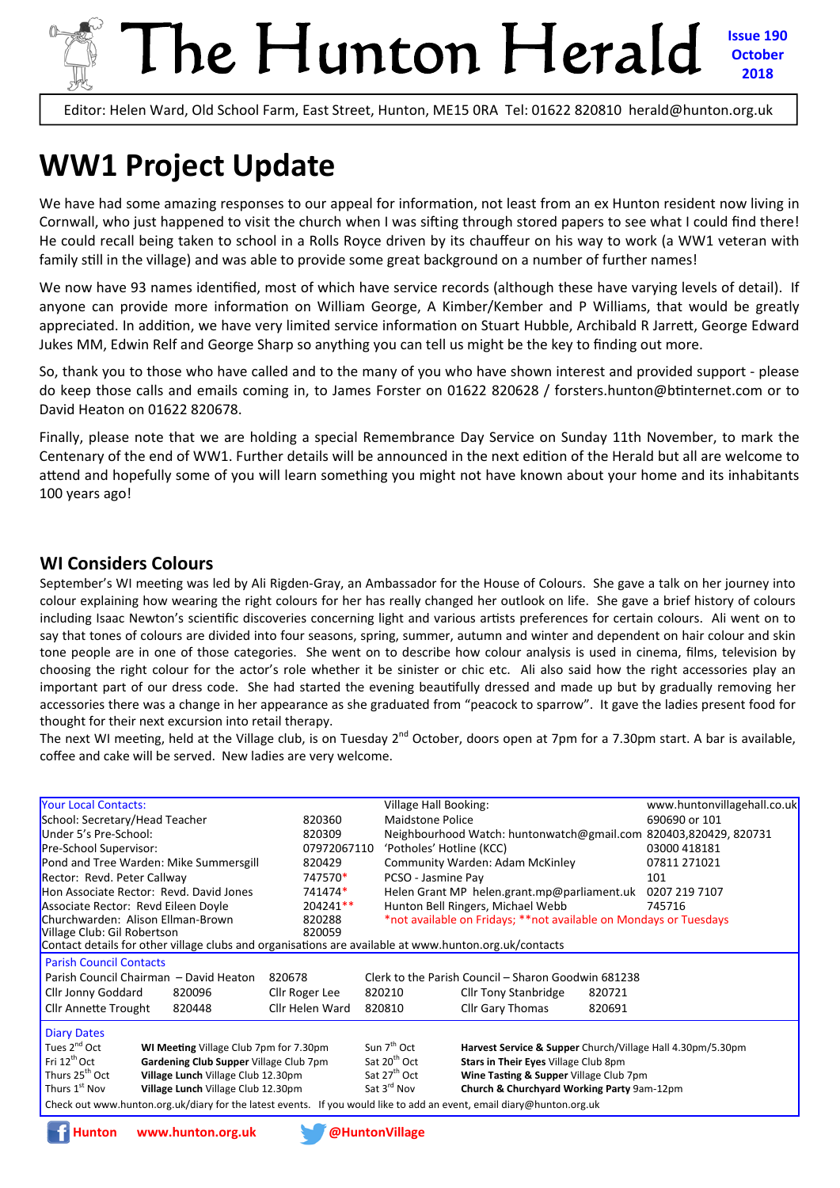# The Hunton Herald

**Issue 190 October 2018**

Editor: Helen Ward, Old School Farm, East Street, Hunton, ME15 0RA Tel: 01622 820810 herald@hunton.org.uk

## WW1 Project Update

We have had some amazing responses to our appeal for information, not least from an ex Hunton resident now living in Cornwall, who just happened to visit the church when I was sifting through stored papers to see what I could find there! He could recall being taken to school in a Rolls Royce driven by its chauffeur on his way to work (a WW1 veteran with family still in the village) and was able to provide some great background on a number of further names!

We now have 93 names identified, most of which have service records (although these have varying levels of detail). If anyone can provide more information on William George, A Kimber/Kember and P Williams, that would be greatly appreciated. In addition, we have very limited service information on Stuart Hubble, Archibald R Jarrett, George Edward Jukes MM, Edwin Relf and George Sharp so anything you can tell us might be the key to finding out more.

So, thank you to those who have called and to the many of you who have shown interest and provided support - please do keep those calls and emails coming in, to James Forster on 01622 820628 / forsters.hunton@btinternet.com or to David Heaton on 01622 820678.

Finally, please note that we are holding a special Remembrance Day Service on Sunday 11th November, to mark the Centenary of the end of WW1. Further details will be announced in the next edition of the Herald but all are welcome to attend and hopefully some of you will learn something you might not have known about your home and its inhabitants 100 years ago!

## WI Considers Colours

September's WI meeting was led by Ali Rigden-Gray, an Ambassador for the House of Colours. She gave a talk on her journey into colour explaining how wearing the right colours for her has really changed her outlook on life. She gave a brief history of colours including Isaac Newton's scientific discoveries concerning light and various artists preferences for certain colours. Ali went on to say that tones of colours are divided into four seasons, spring, summer, autumn and winter and dependent on hair colour and skin tone people are in one of those categories. She went on to describe how colour analysis is used in cinema, films, television by choosing the right colour for the actor's role whether it be sinister or chic etc. Ali also said how the right accessories play an important part of our dress code. She had started the evening beautifully dressed and made up but by gradually removing her accessories there was a change in her appearance as she graduated from "peacock to sparrow". It gave the ladies present food for thought for their next excursion into retail therapy.

The next WI meeting, held at the Village club, is on Tuesday 2nd October, doors open at 7pm for a 7.30pm start. A bar is available, coffee and cake will be served. New ladies are very welcome.

**Your Local Contacts:**

| | | | |
|---|---|---|---|
| School: Secretary/Head Teacher | 820360 | Village Hall Booking: | www.huntonvillagehall.co.uk |
| Under 5's Pre-School: | 820309 | Maidstone Police | 690690 or 101 |
| Pre-School Supervisor: | 07972067110 | Neighbourhood Watch: huntonwatch@gmail.com | 820403,820429, 820731 |
| Pond and Tree Warden: Mike Summersgill | 820429 | 'Potholes' Hotline (KCC) | 03000 418181 |
| Rector: Revd. Peter Callway | 747570* | Community Warden: Adam McKinley | 07811 271021 |
| Hon Associate Rector: Revd. David Jones | 741474* | PCSO - Jasmine Pay | 101 |
| Associate Rector: Revd Eileen Doyle | 204241** | Helen Grant MP helen.grant.mp@parliament.uk | 0207 219 7107 |
| Churchwarden: Alison Ellman-Brown | 820288 | Hunton Bell Ringers, Michael Webb | 745716 |
| Village Club: Gil Robertson | 820059 | *not available on Fridays; **not available on Mondays or Tuesdays | |

Contact details for other village clubs and organisations are available at www.hunton.org.uk/contacts

**Parish Council Contacts**

Parish Council Chairman – David Heaton 820678 | Clerk to the Parish Council – Sharon Goodwin 681238

| | | | | | |
|---|---|---|---|---|---|
| Cllr Jonny Goddard | 820096 | Cllr Roger Lee | 820210 | Cllr Tony Stanbridge | 820721 |
| Cllr Annette Trought | 820448 | Cllr Helen Ward | 820810 | Cllr Gary Thomas | 820691 |

**Diary Dates**

| | | | |
|---|---|---|---|
| Tues 2nd Oct | **WI Meeting** Village Club 7pm for 7.30pm | Sun 7th Oct | **Harvest Service & Supper** Church/Village Hall 4.30pm/5.30pm |
| Fri 12th Oct | **Gardening Club Supper** Village Club 7pm | Sat 20th Oct | **Stars in Their Eyes** Village Club 8pm |
| Thurs 25th Oct | **Village Lunch** Village Club 12.30pm | Sat 27th Oct | **Wine Tasting & Supper** Village Club 7pm |
| Thurs 1st Nov | **Village Lunch** Village Club 12.30pm | Sat 3rd Nov | **Church & Churchyard Working Party** 9am-12pm |

Check out www.hunton.org.uk/diary for the latest events. If you would like to add an event, email diary@hunton.org.uk

Hunton www.hunton.org.uk @HuntonVillage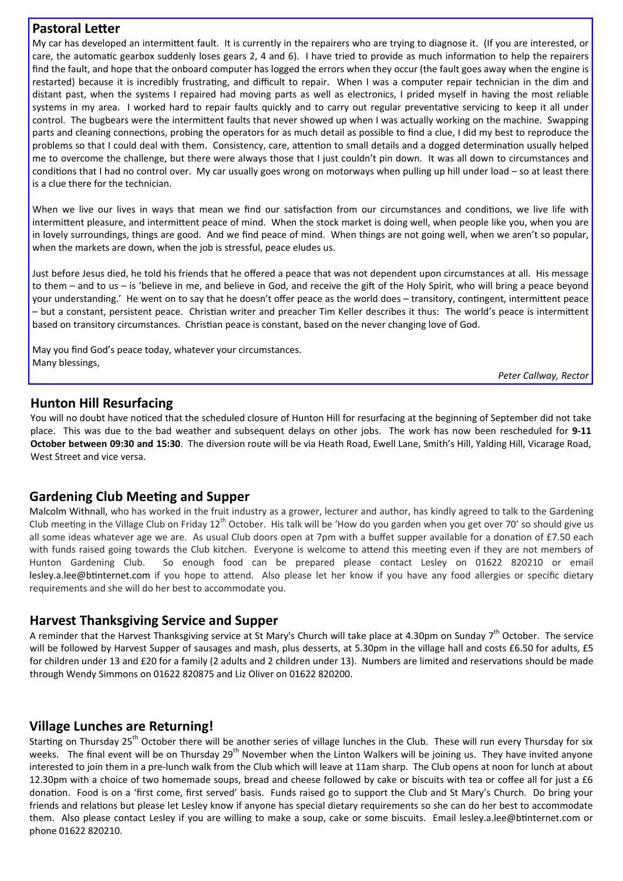## Pastoral Letter

My car has developed an intermittent fault. It is currently in the repairers who are trying to diagnose it. (If you are interested, or care, the automatic gearbox suddenly loses gears 2, 4 and 6). I have tried to provide as much information to help the repairers find the fault, and hope that the onboard computer has logged the errors when they occur (the fault goes away when the engine is restarted) because it is incredibly frustrating, and difficult to repair. When I was a computer repair technician in the dim and distant past, when the systems I repaired had moving parts as well as electronics, I prided myself in having the most reliable systems in my area. I worked hard to repair faults quickly and to carry out regular preventative servicing to keep it all under control. The bugbears were the intermittent faults that never showed up when I was actually working on the machine. Swapping parts and cleaning connections, probing the operators for as much detail as possible to find a clue, I did my best to reproduce the problems so that I could deal with them. Consistency, care, attention to small details and a dogged determination usually helped me to overcome the challenge, but there were always those that I just couldn't pin down. It was all down to circumstances and conditions that I had no control over. My car usually goes wrong on motorways when pulling up hill under load – so at least there is a clue there for the technician.

When we live our lives in ways that mean we find our satisfaction from our circumstances and conditions, we live life with intermittent pleasure, and intermittent peace of mind. When the stock market is doing well, when people like you, when you are in lovely surroundings, things are good. And we find peace of mind. When things are not going well, when we aren't so popular, when the markets are down, when the job is stressful, peace eludes us.

Just before Jesus died, he told his friends that he offered a peace that was not dependent upon circumstances at all. His message to them – and to us – is 'believe in me, and believe in God, and receive the gift of the Holy Spirit, who will bring a peace beyond your understanding.' He went on to say that he doesn't offer peace as the world does – transitory, contingent, intermittent peace – but a constant, persistent peace. Christian writer and preacher Tim Keller describes it thus: The world's peace is intermittent based on transitory circumstances. Christian peace is constant, based on the never changing love of God.

May you find God's peace today, whatever your circumstances.
Many blessings,

*Peter Callway, Rector*

## Hunton Hill Resurfacing

You will no doubt have noticed that the scheduled closure of Hunton Hill for resurfacing at the beginning of September did not take place. This was due to the bad weather and subsequent delays on other jobs. The work has now been rescheduled for **9-11 October between 09:30 and 15:30**. The diversion route will be via Heath Road, Ewell Lane, Smith's Hill, Yalding Hill, Vicarage Road, West Street and vice versa.

## Gardening Club Meeting and Supper

Malcolm Withnall, who has worked in the fruit industry as a grower, lecturer and author, has kindly agreed to talk to the Gardening Club meeting in the Village Club on Friday 12th October. His talk will be 'How do you garden when you get over 70' so should give us all some ideas whatever age we are. As usual Club doors open at 7pm with a buffet supper available for a donation of £7.50 each with funds raised going towards the Club kitchen. Everyone is welcome to attend this meeting even if they are not members of Hunton Gardening Club. So enough food can be prepared please contact Lesley on 01622 820210 or email lesley.a.lee@btinternet.com if you hope to attend. Also please let her know if you have any food allergies or specific dietary requirements and she will do her best to accommodate you.

## Harvest Thanksgiving Service and Supper

A reminder that the Harvest Thanksgiving service at St Mary's Church will take place at 4.30pm on Sunday 7th October. The service will be followed by Harvest Supper of sausages and mash, plus desserts, at 5.30pm in the village hall and costs £6.50 for adults, £5 for children under 13 and £20 for a family (2 adults and 2 children under 13). Numbers are limited and reservations should be made through Wendy Simmons on 01622 820875 and Liz Oliver on 01622 820200.

## Village Lunches are Returning!

Starting on Thursday 25th October there will be another series of village lunches in the Club. These will run every Thursday for six weeks. The final event will be on Thursday 29th November when the Linton Walkers will be joining us. They have invited anyone interested to join them in a pre-lunch walk from the Club which will leave at 11am sharp. The Club opens at noon for lunch at about 12.30pm with a choice of two homemade soups, bread and cheese followed by cake or biscuits with tea or coffee all for just a £6 donation. Food is on a 'first come, first served' basis. Funds raised go to support the Club and St Mary's Church. Do bring your friends and relations but please let Lesley know if anyone has special dietary requirements so she can do her best to accommodate them. Also please contact Lesley if you are willing to make a soup, cake or some biscuits. Email lesley.a.lee@btinternet.com or phone 01622 820210.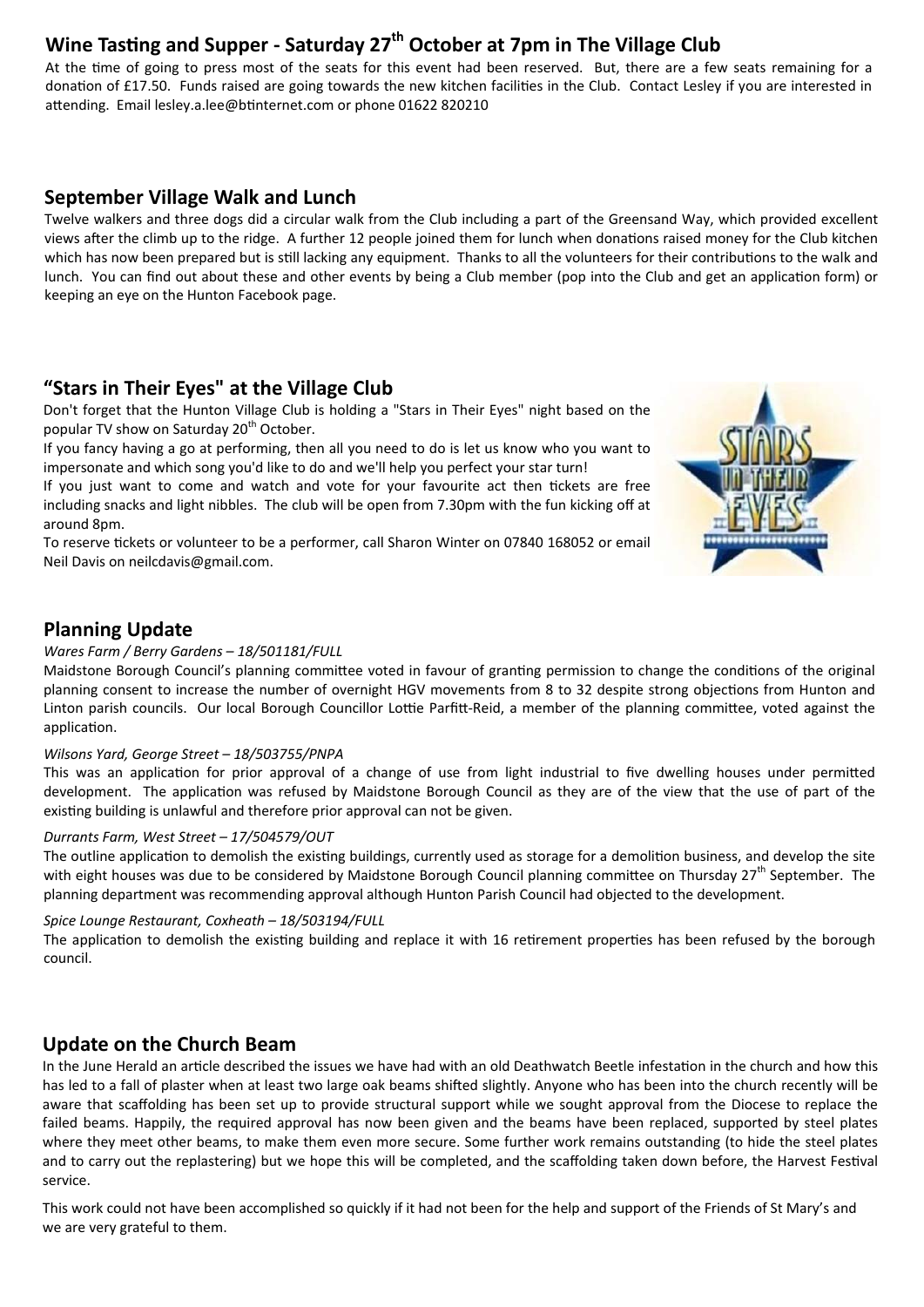## Wine Tasting and Supper - Saturday 27th October at 7pm in The Village Club

At the time of going to press most of the seats for this event had been reserved. But, there are a few seats remaining for a donation of £17.50. Funds raised are going towards the new kitchen facilities in the Club. Contact Lesley if you are interested in attending. Email lesley.a.lee@btinternet.com or phone 01622 820210

## September Village Walk and Lunch

Twelve walkers and three dogs did a circular walk from the Club including a part of the Greensand Way, which provided excellent views after the climb up to the ridge. A further 12 people joined them for lunch when donations raised money for the Club kitchen which has now been prepared but is still lacking any equipment. Thanks to all the volunteers for their contributions to the walk and lunch. You can find out about these and other events by being a Club member (pop into the Club and get an application form) or keeping an eye on the Hunton Facebook page.

## "Stars in Their Eyes" at the Village Club

Don't forget that the Hunton Village Club is holding a "Stars in Their Eyes" night based on the popular TV show on Saturday 20th October.

If you fancy having a go at performing, then all you need to do is let us know who you want to impersonate and which song you'd like to do and we'll help you perfect your star turn!

If you just want to come and watch and vote for your favourite act then tickets are free including snacks and light nibbles. The club will be open from 7.30pm with the fun kicking off at around 8pm.

To reserve tickets or volunteer to be a performer, call Sharon Winter on 07840 168052 or email Neil Davis on neilcdavis@gmail.com.

## Planning Update

*Wares Farm / Berry Gardens – 18/501181/FULL*

Maidstone Borough Council's planning committee voted in favour of granting permission to change the conditions of the original planning consent to increase the number of overnight HGV movements from 8 to 32 despite strong objections from Hunton and Linton parish councils. Our local Borough Councillor Lottie Parfitt-Reid, a member of the planning committee, voted against the application.

*Wilsons Yard, George Street – 18/503755/PNPA*

This was an application for prior approval of a change of use from light industrial to five dwelling houses under permitted development. The application was refused by Maidstone Borough Council as they are of the view that the use of part of the existing building is unlawful and therefore prior approval can not be given.

*Durrants Farm, West Street – 17/504579/OUT*

The outline application to demolish the existing buildings, currently used as storage for a demolition business, and develop the site with eight houses was due to be considered by Maidstone Borough Council planning committee on Thursday 27th September. The planning department was recommending approval although Hunton Parish Council had objected to the development.

*Spice Lounge Restaurant, Coxheath – 18/503194/FULL*

The application to demolish the existing building and replace it with 16 retirement properties has been refused by the borough council.

## Update on the Church Beam

In the June Herald an article described the issues we have had with an old Deathwatch Beetle infestation in the church and how this has led to a fall of plaster when at least two large oak beams shifted slightly. Anyone who has been into the church recently will be aware that scaffolding has been set up to provide structural support while we sought approval from the Diocese to replace the failed beams. Happily, the required approval has now been given and the beams have been replaced, supported by steel plates where they meet other beams, to make them even more secure. Some further work remains outstanding (to hide the steel plates and to carry out the replastering) but we hope this will be completed, and the scaffolding taken down before, the Harvest Festival service.

This work could not have been accomplished so quickly if it had not been for the help and support of the Friends of St Mary's and we are very grateful to them.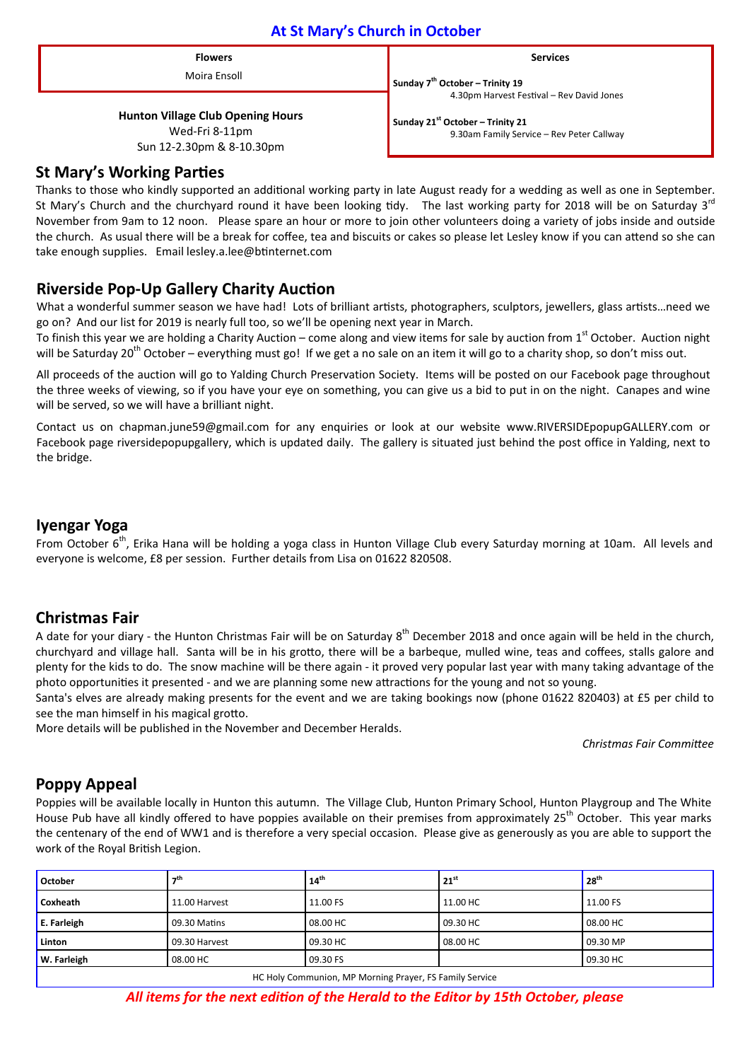## At St Mary's Church in October

**Flowers**

Moira Ensoll

**Hunton Village Club Opening Hours**

Wed-Fri 8-11pm

Sun 12-2.30pm & 8-10.30pm

**Services**

**Sunday 7th October – Trinity 19**
4.30pm Harvest Festival – Rev David Jones

**Sunday 21st October – Trinity 21**
9.30am Family Service – Rev Peter Callway

## St Mary's Working Parties

Thanks to those who kindly supported an additional working party in late August ready for a wedding as well as one in September. St Mary's Church and the churchyard round it have been looking tidy. The last working party for 2018 will be on Saturday 3rd November from 9am to 12 noon. Please spare an hour or more to join other volunteers doing a variety of jobs inside and outside the church. As usual there will be a break for coffee, tea and biscuits or cakes so please let Lesley know if you can attend so she can take enough supplies. Email lesley.a.lee@btinternet.com

## Riverside Pop-Up Gallery Charity Auction

What a wonderful summer season we have had! Lots of brilliant artists, photographers, sculptors, jewellers, glass artists…need we go on? And our list for 2019 is nearly full too, so we'll be opening next year in March.

To finish this year we are holding a Charity Auction – come along and view items for sale by auction from 1st October. Auction night will be Saturday 20th October – everything must go! If we get a no sale on an item it will go to a charity shop, so don't miss out.

All proceeds of the auction will go to Yalding Church Preservation Society. Items will be posted on our Facebook page throughout the three weeks of viewing, so if you have your eye on something, you can give us a bid to put in on the night. Canapes and wine will be served, so we will have a brilliant night.

Contact us on chapman.june59@gmail.com for any enquiries or look at our website www.RIVERSIDEpopupGALLERY.com or Facebook page riversidepopupgallery, which is updated daily. The gallery is situated just behind the post office in Yalding, next to the bridge.

## Iyengar Yoga

From October 6th, Erika Hana will be holding a yoga class in Hunton Village Club every Saturday morning at 10am. All levels and everyone is welcome, £8 per session. Further details from Lisa on 01622 820508.

## Christmas Fair

A date for your diary - the Hunton Christmas Fair will be on Saturday 8th December 2018 and once again will be held in the church, churchyard and village hall. Santa will be in his grotto, there will be a barbeque, mulled wine, teas and coffees, stalls galore and plenty for the kids to do. The snow machine will be there again - it proved very popular last year with many taking advantage of the photo opportunities it presented - and we are planning some new attractions for the young and not so young.

Santa's elves are already making presents for the event and we are taking bookings now (phone 01622 820403) at £5 per child to see the man himself in his magical grotto.

More details will be published in the November and December Heralds.

*Christmas Fair Committee*

## Poppy Appeal

Poppies will be available locally in Hunton this autumn. The Village Club, Hunton Primary School, Hunton Playgroup and The White House Pub have all kindly offered to have poppies available on their premises from approximately 25th October. This year marks the centenary of the end of WW1 and is therefore a very special occasion. Please give as generously as you are able to support the work of the Royal British Legion.

| October | 7th | 14th | 21st | 28th |
|---|---|---|---|---|
| Coxheath | 11.00 Harvest | 11.00 FS | 11.00 HC | 11.00 FS |
| E. Farleigh | 09.30 Matins | 08.00 HC | 09.30 HC | 08.00 HC |
| Linton | 09.30 Harvest | 09.30 HC | 08.00 HC | 09.30 MP |
| W. Farleigh | 08.00 HC | 09.30 FS | | 09.30 HC |

HC Holy Communion, MP Morning Prayer, FS Family Service

***All items for the next edition of the Herald to the Editor by 15th October, please***